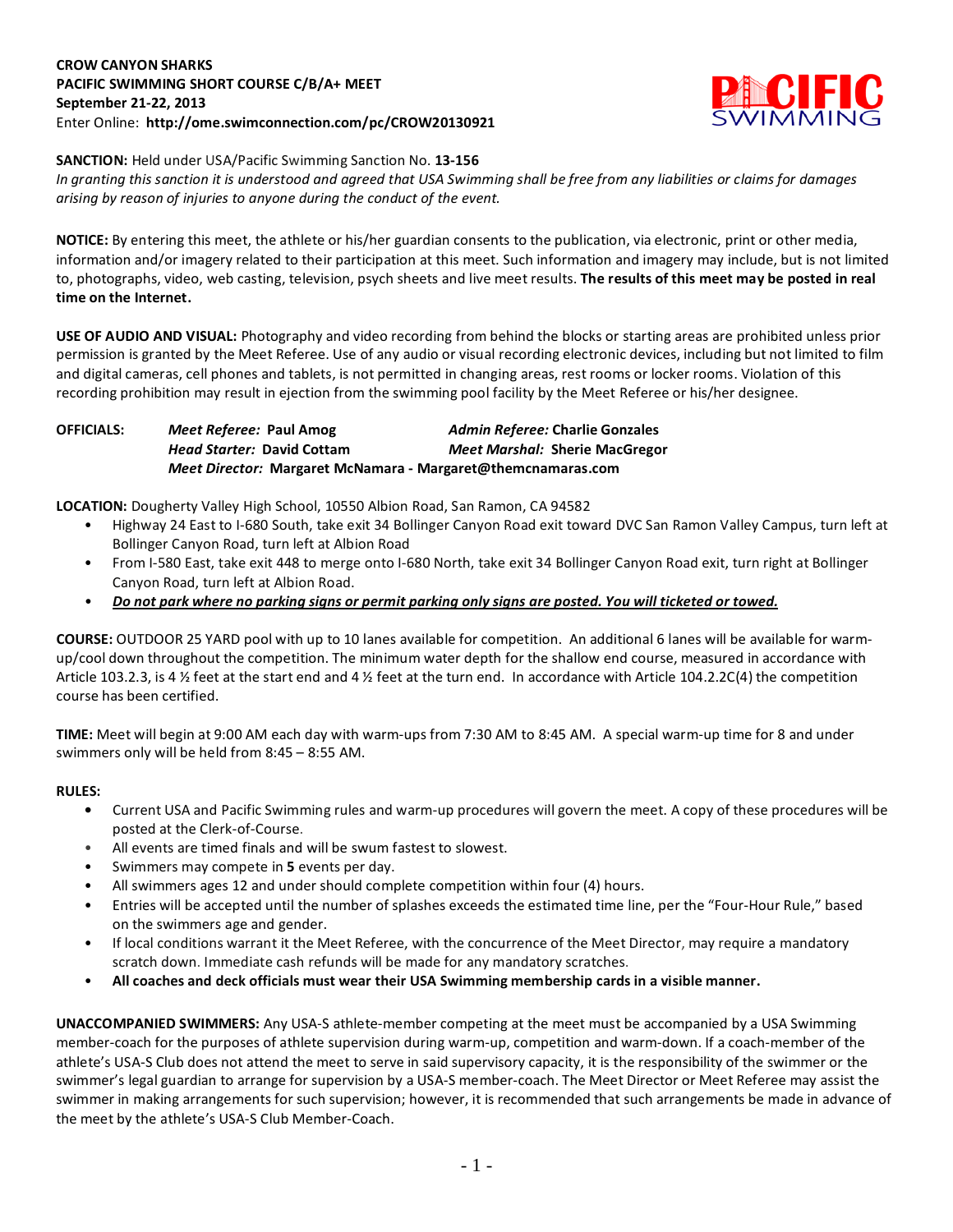**CROW CANYON SHARKS**
**PACIFIC SWIMMING SHORT COURSE C/B/A+ MEET**
**September 21-22, 2013**
Enter Online: **http://ome.swimconnection.com/pc/CROW20130921**

**SANCTION:** Held under USA/Pacific Swimming Sanction No. **13-156**
*In granting this sanction it is understood and agreed that USA Swimming shall be free from any liabilities or claims for damages arising by reason of injuries to anyone during the conduct of the event.*

**NOTICE:** By entering this meet, the athlete or his/her guardian consents to the publication, via electronic, print or other media, information and/or imagery related to their participation at this meet. Such information and imagery may include, but is not limited to, photographs, video, web casting, television, psych sheets and live meet results. **The results of this meet may be posted in real time on the Internet.**

**USE OF AUDIO AND VISUAL:** Photography and video recording from behind the blocks or starting areas are prohibited unless prior permission is granted by the Meet Referee. Use of any audio or visual recording electronic devices, including but not limited to film and digital cameras, cell phones and tablets, is not permitted in changing areas, rest rooms or locker rooms. Violation of this recording prohibition may result in ejection from the swimming pool facility by the Meet Referee or his/her designee.

**OFFICIALS:** *Meet Referee:* **Paul Amog** *Admin Referee:* **Charlie Gonzales**
*Head Starter:* **David Cottam** *Meet Marshal:* **Sherie MacGregor**
*Meet Director:* **Margaret McNamara - Margaret@themcnamaras.com**

**LOCATION:** Dougherty Valley High School, 10550 Albion Road, San Ramon, CA 94582

- Highway 24 East to I-680 South, take exit 34 Bollinger Canyon Road exit toward DVC San Ramon Valley Campus, turn left at Bollinger Canyon Road, turn left at Albion Road
- From I-580 East, take exit 448 to merge onto I-680 North, take exit 34 Bollinger Canyon Road exit, turn right at Bollinger Canyon Road, turn left at Albion Road.
- ***Do not park where no parking signs or permit parking only signs are posted. You will ticketed or towed.***

**COURSE:** OUTDOOR 25 YARD pool with up to 10 lanes available for competition. An additional 6 lanes will be available for warm-up/cool down throughout the competition. The minimum water depth for the shallow end course, measured in accordance with Article 103.2.3, is 4 ½ feet at the start end and 4 ½ feet at the turn end. In accordance with Article 104.2.2C(4) the competition course has been certified.

**TIME:** Meet will begin at 9:00 AM each day with warm-ups from 7:30 AM to 8:45 AM. A special warm-up time for 8 and under swimmers only will be held from 8:45 – 8:55 AM.

**RULES:**

- Current USA and Pacific Swimming rules and warm-up procedures will govern the meet. A copy of these procedures will be posted at the Clerk-of-Course.
- All events are timed finals and will be swum fastest to slowest.
- Swimmers may compete in **5** events per day.
- All swimmers ages 12 and under should complete competition within four (4) hours.
- Entries will be accepted until the number of splashes exceeds the estimated time line, per the "Four-Hour Rule," based on the swimmers age and gender.
- If local conditions warrant it the Meet Referee, with the concurrence of the Meet Director, may require a mandatory scratch down. Immediate cash refunds will be made for any mandatory scratches.
- **All coaches and deck officials must wear their USA Swimming membership cards in a visible manner.**

**UNACCOMPANIED SWIMMERS:** Any USA-S athlete-member competing at the meet must be accompanied by a USA Swimming member-coach for the purposes of athlete supervision during warm-up, competition and warm-down. If a coach-member of the athlete's USA-S Club does not attend the meet to serve in said supervisory capacity, it is the responsibility of the swimmer or the swimmer's legal guardian to arrange for supervision by a USA-S member-coach. The Meet Director or Meet Referee may assist the swimmer in making arrangements for such supervision; however, it is recommended that such arrangements be made in advance of the meet by the athlete's USA-S Club Member-Coach.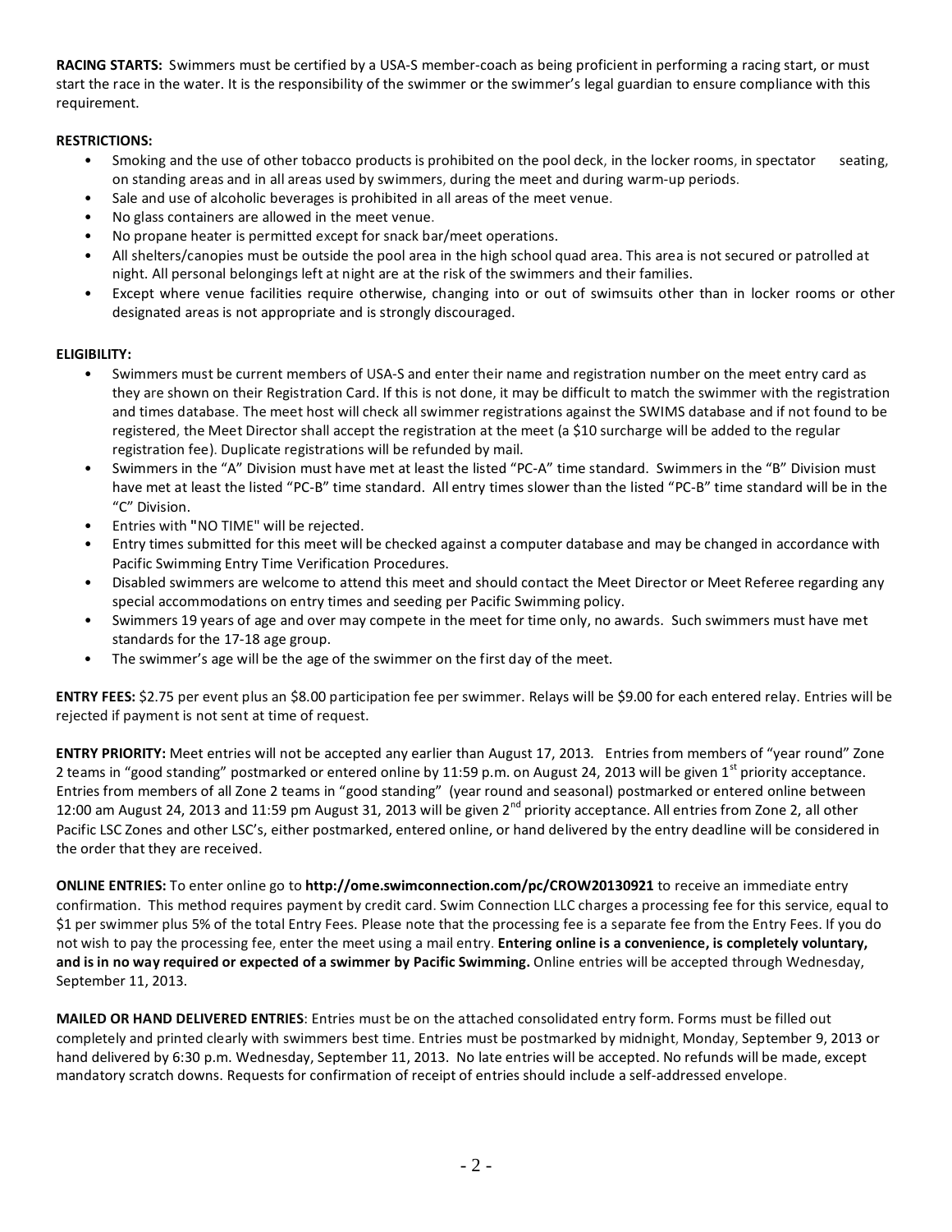**RACING STARTS:** Swimmers must be certified by a USA-S member-coach as being proficient in performing a racing start, or must start the race in the water. It is the responsibility of the swimmer or the swimmer's legal guardian to ensure compliance with this requirement.

**RESTRICTIONS:**

- Smoking and the use of other tobacco products is prohibited on the pool deck, in the locker rooms, in spectator seating, on standing areas and in all areas used by swimmers, during the meet and during warm-up periods.
- Sale and use of alcoholic beverages is prohibited in all areas of the meet venue.
- No glass containers are allowed in the meet venue.
- No propane heater is permitted except for snack bar/meet operations.
- All shelters/canopies must be outside the pool area in the high school quad area. This area is not secured or patrolled at night. All personal belongings left at night are at the risk of the swimmers and their families.
- Except where venue facilities require otherwise, changing into or out of swimsuits other than in locker rooms or other designated areas is not appropriate and is strongly discouraged.

**ELIGIBILITY:**

- Swimmers must be current members of USA-S and enter their name and registration number on the meet entry card as they are shown on their Registration Card. If this is not done, it may be difficult to match the swimmer with the registration and times database. The meet host will check all swimmer registrations against the SWIMS database and if not found to be registered, the Meet Director shall accept the registration at the meet (a $10 surcharge will be added to the regular registration fee). Duplicate registrations will be refunded by mail.
- Swimmers in the "A" Division must have met at least the listed "PC-A" time standard. Swimmers in the "B" Division must have met at least the listed "PC-B" time standard. All entry times slower than the listed "PC-B" time standard will be in the "C" Division.
- Entries with "NO TIME" will be rejected.
- Entry times submitted for this meet will be checked against a computer database and may be changed in accordance with Pacific Swimming Entry Time Verification Procedures.
- Disabled swimmers are welcome to attend this meet and should contact the Meet Director or Meet Referee regarding any special accommodations on entry times and seeding per Pacific Swimming policy.
- Swimmers 19 years of age and over may compete in the meet for time only, no awards. Such swimmers must have met standards for the 17-18 age group.
- The swimmer's age will be the age of the swimmer on the first day of the meet.

**ENTRY FEES:** $2.75 per event plus an $8.00 participation fee per swimmer. Relays will be $9.00 for each entered relay. Entries will be rejected if payment is not sent at time of request.

**ENTRY PRIORITY:** Meet entries will not be accepted any earlier than August 17, 2013. Entries from members of "year round" Zone 2 teams in "good standing" postmarked or entered online by 11:59 p.m. on August 24, 2013 will be given 1st priority acceptance. Entries from members of all Zone 2 teams in "good standing" (year round and seasonal) postmarked or entered online between 12:00 am August 24, 2013 and 11:59 pm August 31, 2013 will be given 2nd priority acceptance. All entries from Zone 2, all other Pacific LSC Zones and other LSC's, either postmarked, entered online, or hand delivered by the entry deadline will be considered in the order that they are received.

**ONLINE ENTRIES:** To enter online go to **http://ome.swimconnection.com/pc/CROW20130921** to receive an immediate entry confirmation. This method requires payment by credit card. Swim Connection LLC charges a processing fee for this service, equal to $1 per swimmer plus 5% of the total Entry Fees. Please note that the processing fee is a separate fee from the Entry Fees. If you do not wish to pay the processing fee, enter the meet using a mail entry. **Entering online is a convenience, is completely voluntary, and is in no way required or expected of a swimmer by Pacific Swimming.** Online entries will be accepted through Wednesday, September 11, 2013.

**MAILED OR HAND DELIVERED ENTRIES**: Entries must be on the attached consolidated entry form. Forms must be filled out completely and printed clearly with swimmers best time. Entries must be postmarked by midnight, Monday, September 9, 2013 or hand delivered by 6:30 p.m. Wednesday, September 11, 2013. No late entries will be accepted. No refunds will be made, except mandatory scratch downs. Requests for confirmation of receipt of entries should include a self-addressed envelope.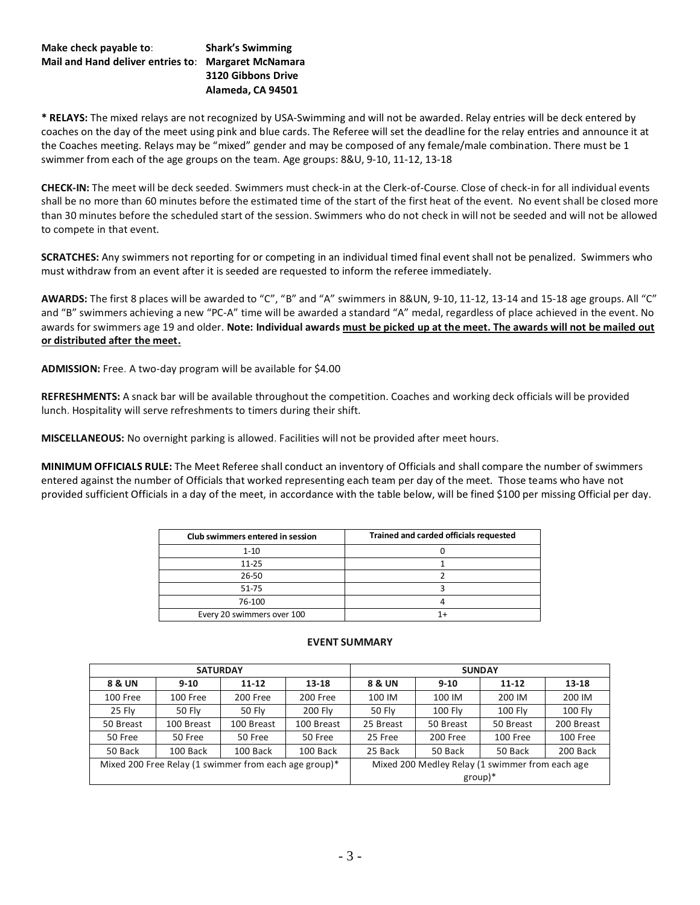**Make check payable to**: **Shark's Swimming**
**Mail and Hand deliver entries to**: **Margaret McNamara**
**3120 Gibbons Drive**
**Alameda, CA 94501**

*** RELAYS:** The mixed relays are not recognized by USA-Swimming and will not be awarded. Relay entries will be deck entered by coaches on the day of the meet using pink and blue cards. The Referee will set the deadline for the relay entries and announce it at the Coaches meeting. Relays may be "mixed" gender and may be composed of any female/male combination. There must be 1 swimmer from each of the age groups on the team. Age groups: 8&U, 9-10, 11-12, 13-18

**CHECK-IN:** The meet will be deck seeded. Swimmers must check-in at the Clerk-of-Course. Close of check-in for all individual events shall be no more than 60 minutes before the estimated time of the start of the first heat of the event. No event shall be closed more than 30 minutes before the scheduled start of the session. Swimmers who do not check in will not be seeded and will not be allowed to compete in that event.

**SCRATCHES:** Any swimmers not reporting for or competing in an individual timed final event shall not be penalized. Swimmers who must withdraw from an event after it is seeded are requested to inform the referee immediately.

**AWARDS:** The first 8 places will be awarded to "C", "B" and "A" swimmers in 8&UN, 9-10, 11-12, 13-14 and 15-18 age groups. All "C" and "B" swimmers achieving a new "PC-A" time will be awarded a standard "A" medal, regardless of place achieved in the event. No awards for swimmers age 19 and older. **Note: Individual awards <u>must be picked up at the meet. The awards will not be mailed out or distributed after the meet.</u>**

**ADMISSION:** Free. A two-day program will be available for $4.00

**REFRESHMENTS:** A snack bar will be available throughout the competition. Coaches and working deck officials will be provided lunch. Hospitality will serve refreshments to timers during their shift.

**MISCELLANEOUS:** No overnight parking is allowed. Facilities will not be provided after meet hours.

**MINIMUM OFFICIALS RULE:** The Meet Referee shall conduct an inventory of Officials and shall compare the number of swimmers entered against the number of Officials that worked representing each team per day of the meet. Those teams who have not provided sufficient Officials in a day of the meet, in accordance with the table below, will be fined $100 per missing Official per day.

| Club swimmers entered in session | Trained and carded officials requested |
|---|---|
| 1-10 | 0 |
| 11-25 | 1 |
| 26-50 | 2 |
| 51-75 | 3 |
| 76-100 | 4 |
| Every 20 swimmers over 100 | 1+ |

## EVENT SUMMARY

| SATURDAY | | | | SUNDAY | | | |
|---|---|---|---|---|---|---|---|
| 8 & UN | 9-10 | 11-12 | 13-18 | 8 & UN | 9-10 | 11-12 | 13-18 |
| 100 Free | 100 Free | 200 Free | 200 Free | 100 IM | 100 IM | 200 IM | 200 IM |
| 25 Fly | 50 Fly | 50 Fly | 200 Fly | 50 Fly | 100 Fly | 100 Fly | 100 Fly |
| 50 Breast | 100 Breast | 100 Breast | 100 Breast | 25 Breast | 50 Breast | 50 Breast | 200 Breast |
| 50 Free | 50 Free | 50 Free | 50 Free | 25 Free | 200 Free | 100 Free | 100 Free |
| 50 Back | 100 Back | 100 Back | 100 Back | 25 Back | 50 Back | 50 Back | 200 Back |
| Mixed 200 Free Relay (1 swimmer from each age group)* | | | | Mixed 200 Medley Relay (1 swimmer from each age group)* | | | |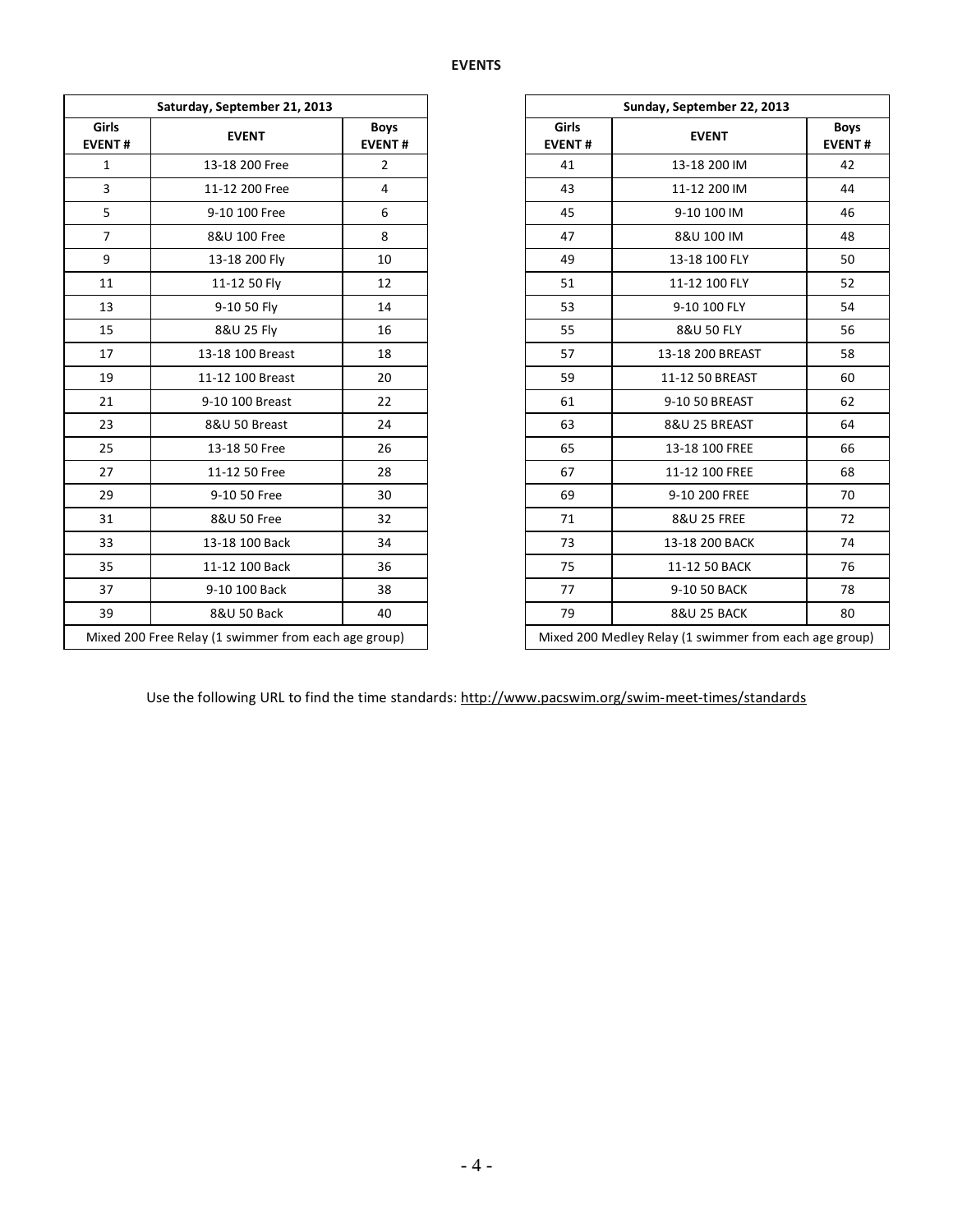**EVENTS**

| Saturday, September 21, 2013 | | |
|---|---|---|
| **Girls EVENT #** | **EVENT** | **Boys EVENT #** |
| 1 | 13-18 200 Free | 2 |
| 3 | 11-12 200 Free | 4 |
| 5 | 9-10 100 Free | 6 |
| 7 | 8&U 100 Free | 8 |
| 9 | 13-18 200 Fly | 10 |
| 11 | 11-12 50 Fly | 12 |
| 13 | 9-10 50 Fly | 14 |
| 15 | 8&U 25 Fly | 16 |
| 17 | 13-18 100 Breast | 18 |
| 19 | 11-12 100 Breast | 20 |
| 21 | 9-10 100 Breast | 22 |
| 23 | 8&U 50 Breast | 24 |
| 25 | 13-18 50 Free | 26 |
| 27 | 11-12 50 Free | 28 |
| 29 | 9-10 50 Free | 30 |
| 31 | 8&U 50 Free | 32 |
| 33 | 13-18 100 Back | 34 |
| 35 | 11-12 100 Back | 36 |
| 37 | 9-10 100 Back | 38 |
| 39 | 8&U 50 Back | 40 |
| Mixed 200 Free Relay (1 swimmer from each age group) | | |

| Sunday, September 22, 2013 | | |
|---|---|---|
| **Girls EVENT #** | **EVENT** | **Boys EVENT #** |
| 41 | 13-18 200 IM | 42 |
| 43 | 11-12 200 IM | 44 |
| 45 | 9-10 100 IM | 46 |
| 47 | 8&U 100 IM | 48 |
| 49 | 13-18 100 FLY | 50 |
| 51 | 11-12 100 FLY | 52 |
| 53 | 9-10 100 FLY | 54 |
| 55 | 8&U 50 FLY | 56 |
| 57 | 13-18 200 BREAST | 58 |
| 59 | 11-12 50 BREAST | 60 |
| 61 | 9-10 50 BREAST | 62 |
| 63 | 8&U 25 BREAST | 64 |
| 65 | 13-18 100 FREE | 66 |
| 67 | 11-12 100 FREE | 68 |
| 69 | 9-10 200 FREE | 70 |
| 71 | 8&U 25 FREE | 72 |
| 73 | 13-18 200 BACK | 74 |
| 75 | 11-12 50 BACK | 76 |
| 77 | 9-10 50 BACK | 78 |
| 79 | 8&U 25 BACK | 80 |
| Mixed 200 Medley Relay (1 swimmer from each age group) | | |

Use the following URL to find the time standards: http://www.pacswim.org/swim-meet-times/standards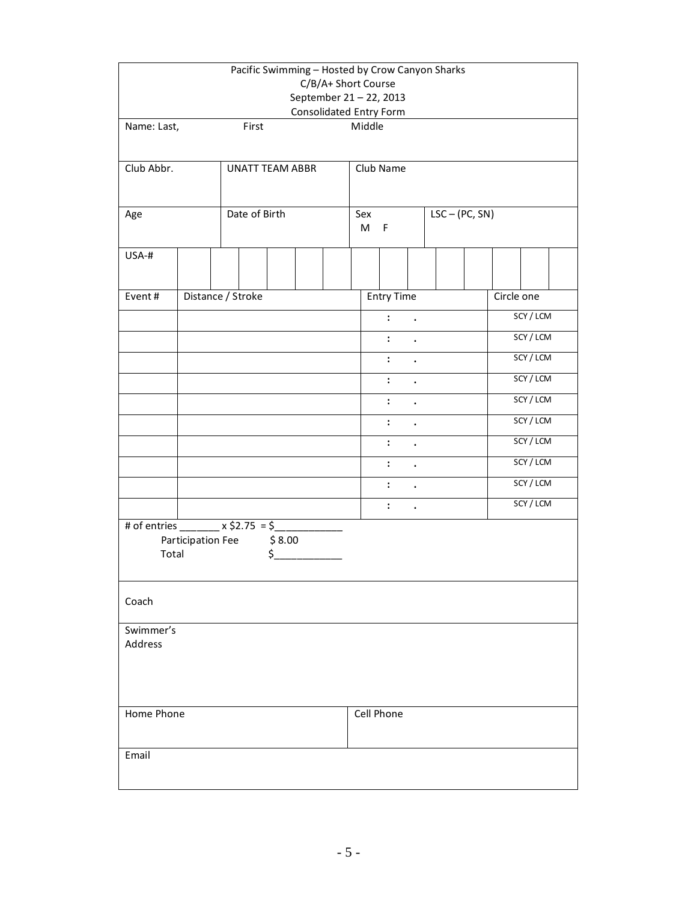Pacific Swimming – Hosted by Crow Canyon Sharks
C/B/A+ Short Course
September 21 – 22, 2013
Consolidated Entry Form

| | | | |
|---|---|---|---|
| Name: Last, | First | Middle | |
| Club Abbr. | UNATT TEAM ABBR | Club Name | |
| Age | Date of Birth | Sex M F | LSC – (PC, SN) |
| USA-# | | | |

| Event # | Distance / Stroke | Entry Time | Circle one |
|---|---|---|---|
| | | : . | SCY / LCM |
| | | : . | SCY / LCM |
| | | : . | SCY / LCM |
| | | : . | SCY / LCM |
| | | : . | SCY / LCM |
| | | : . | SCY / LCM |
| | | : . | SCY / LCM |
| | | : . | SCY / LCM |
| | | : . | SCY / LCM |
| | | : . | SCY / LCM |

# of entries _______ x $2.75 = $___________
Participation Fee $ 8.00
Total $___________

| | |
|---|---|
| Coach | |
| Swimmer's Address | |
| Home Phone | Cell Phone |
| Email | |